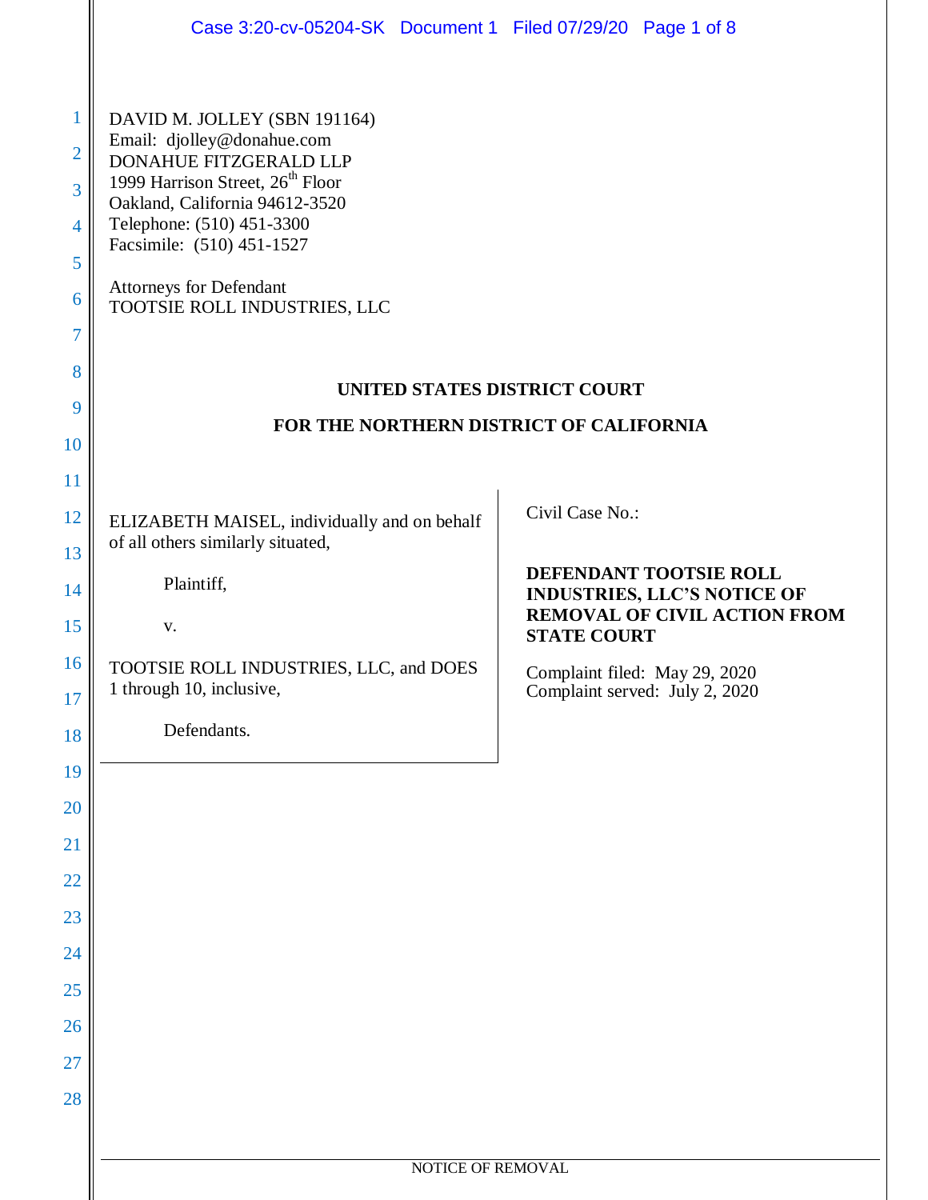DAVID M. JOLLEY (SBN 191164)
Email: djolley@donahue.com
DONAHUE FITZGERALD LLP
1999 Harrison Street, 26th Floor
Oakland, California 94612-3520
Telephone: (510) 451-3300
Facsimile: (510) 451-1527

Attorneys for Defendant
TOOTSIE ROLL INDUSTRIES, LLC

**UNITED STATES DISTRICT COURT**

**FOR THE NORTHERN DISTRICT OF CALIFORNIA**

ELIZABETH MAISEL, individually and on behalf of all others similarly situated,

Plaintiff,

v.

TOOTSIE ROLL INDUSTRIES, LLC, and DOES 1 through 10, inclusive,

Defendants.

Civil Case No.:

**DEFENDANT TOOTSIE ROLL INDUSTRIES, LLC'S NOTICE OF REMOVAL OF CIVIL ACTION FROM STATE COURT**

Complaint filed: May 29, 2020
Complaint served: July 2, 2020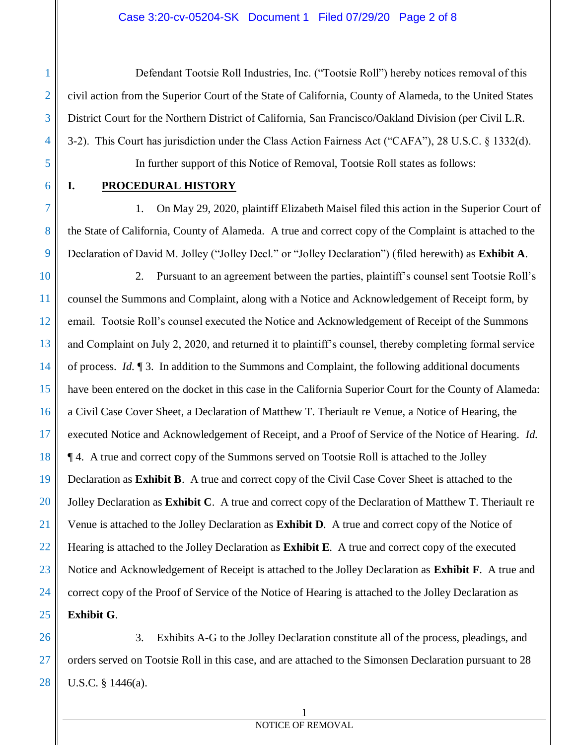Defendant Tootsie Roll Industries, Inc. ("Tootsie Roll") hereby notices removal of this civil action from the Superior Court of the State of California, County of Alameda, to the United States District Court for the Northern District of California, San Francisco/Oakland Division (per Civil L.R. 3-2). This Court has jurisdiction under the Class Action Fairness Act ("CAFA"), 28 U.S.C. § 1332(d).

In further support of this Notice of Removal, Tootsie Roll states as follows:

## I. PROCEDURAL HISTORY

1. On May 29, 2020, plaintiff Elizabeth Maisel filed this action in the Superior Court of the State of California, County of Alameda. A true and correct copy of the Complaint is attached to the Declaration of David M. Jolley ("Jolley Decl." or "Jolley Declaration") (filed herewith) as **Exhibit A**.

2. Pursuant to an agreement between the parties, plaintiff's counsel sent Tootsie Roll's counsel the Summons and Complaint, along with a Notice and Acknowledgement of Receipt form, by email. Tootsie Roll's counsel executed the Notice and Acknowledgement of Receipt of the Summons and Complaint on July 2, 2020, and returned it to plaintiff's counsel, thereby completing formal service of process. *Id.* ¶ 3. In addition to the Summons and Complaint, the following additional documents have been entered on the docket in this case in the California Superior Court for the County of Alameda: a Civil Case Cover Sheet, a Declaration of Matthew T. Theriault re Venue, a Notice of Hearing, the executed Notice and Acknowledgement of Receipt, and a Proof of Service of the Notice of Hearing. *Id.* ¶ 4. A true and correct copy of the Summons served on Tootsie Roll is attached to the Jolley Declaration as **Exhibit B**. A true and correct copy of the Civil Case Cover Sheet is attached to the Jolley Declaration as **Exhibit C**. A true and correct copy of the Declaration of Matthew T. Theriault re Venue is attached to the Jolley Declaration as **Exhibit D**. A true and correct copy of the Notice of Hearing is attached to the Jolley Declaration as **Exhibit E**. A true and correct copy of the executed Notice and Acknowledgement of Receipt is attached to the Jolley Declaration as **Exhibit F**. A true and correct copy of the Proof of Service of the Notice of Hearing is attached to the Jolley Declaration as **Exhibit G**.

3. Exhibits A-G to the Jolley Declaration constitute all of the process, pleadings, and orders served on Tootsie Roll in this case, and are attached to the Simonsen Declaration pursuant to 28 U.S.C. § 1446(a).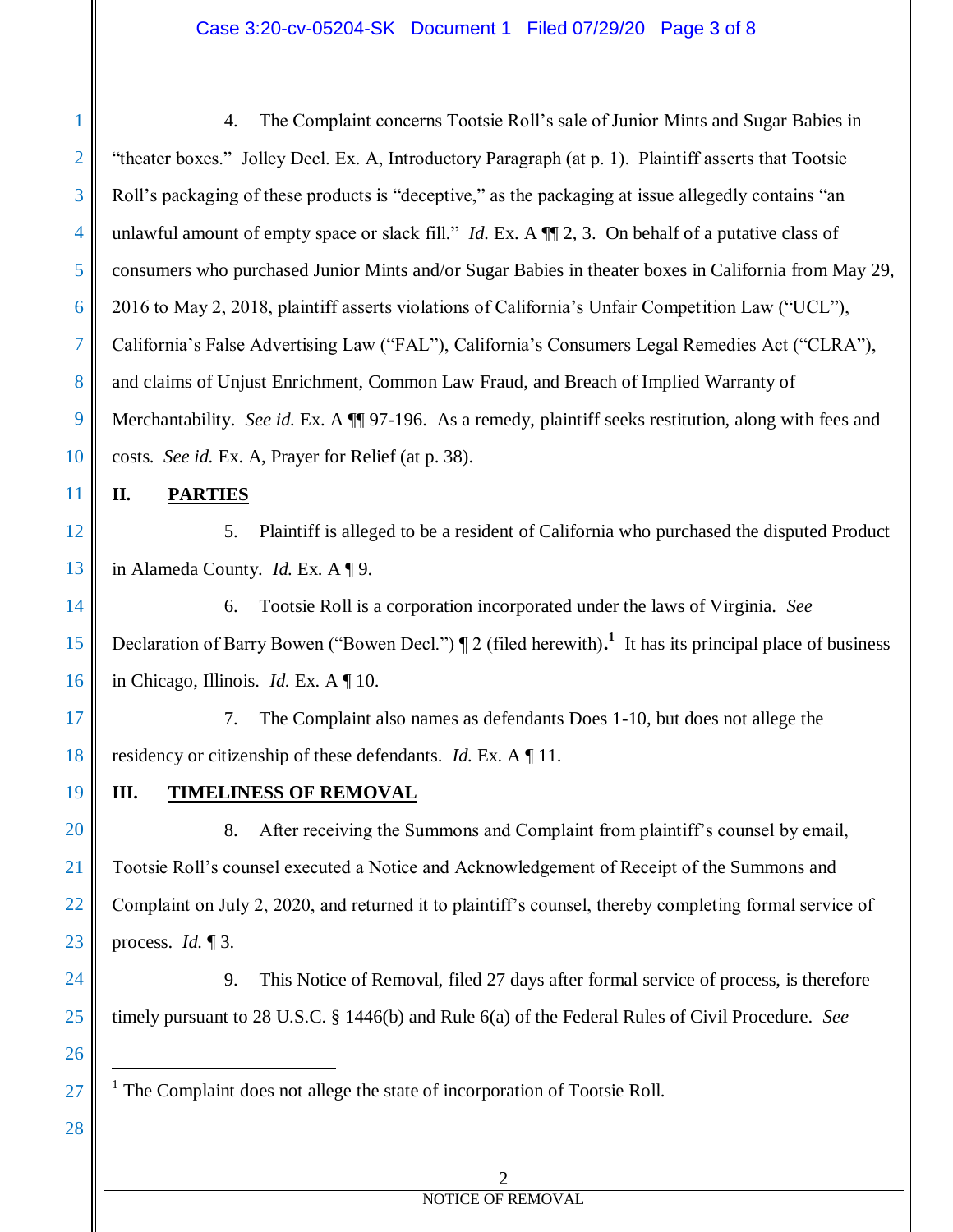4. The Complaint concerns Tootsie Roll's sale of Junior Mints and Sugar Babies in "theater boxes." Jolley Decl. Ex. A, Introductory Paragraph (at p. 1). Plaintiff asserts that Tootsie Roll's packaging of these products is "deceptive," as the packaging at issue allegedly contains "an unlawful amount of empty space or slack fill." *Id.* Ex. A ¶¶ 2, 3. On behalf of a putative class of consumers who purchased Junior Mints and/or Sugar Babies in theater boxes in California from May 29, 2016 to May 2, 2018, plaintiff asserts violations of California's Unfair Competition Law ("UCL"), California's False Advertising Law ("FAL"), California's Consumers Legal Remedies Act ("CLRA"), and claims of Unjust Enrichment, Common Law Fraud, and Breach of Implied Warranty of Merchantability. *See id.* Ex. A ¶¶ 97-196. As a remedy, plaintiff seeks restitution, along with fees and costs. *See id.* Ex. A, Prayer for Relief (at p. 38).

## II. PARTIES

5. Plaintiff is alleged to be a resident of California who purchased the disputed Product in Alameda County. *Id.* Ex. A ¶ 9.

6. Tootsie Roll is a corporation incorporated under the laws of Virginia. *See* Declaration of Barry Bowen ("Bowen Decl.") ¶ 2 (filed herewith).[1] It has its principal place of business in Chicago, Illinois. *Id.* Ex. A ¶ 10.

7. The Complaint also names as defendants Does 1-10, but does not allege the residency or citizenship of these defendants. *Id.* Ex. A ¶ 11.

## III. TIMELINESS OF REMOVAL

8. After receiving the Summons and Complaint from plaintiff's counsel by email, Tootsie Roll's counsel executed a Notice and Acknowledgement of Receipt of the Summons and Complaint on July 2, 2020, and returned it to plaintiff's counsel, thereby completing formal service of process. *Id.* ¶ 3.

9. This Notice of Removal, filed 27 days after formal service of process, is therefore timely pursuant to 28 U.S.C. § 1446(b) and Rule 6(a) of the Federal Rules of Civil Procedure. *See*

---

[1] The Complaint does not allege the state of incorporation of Tootsie Roll.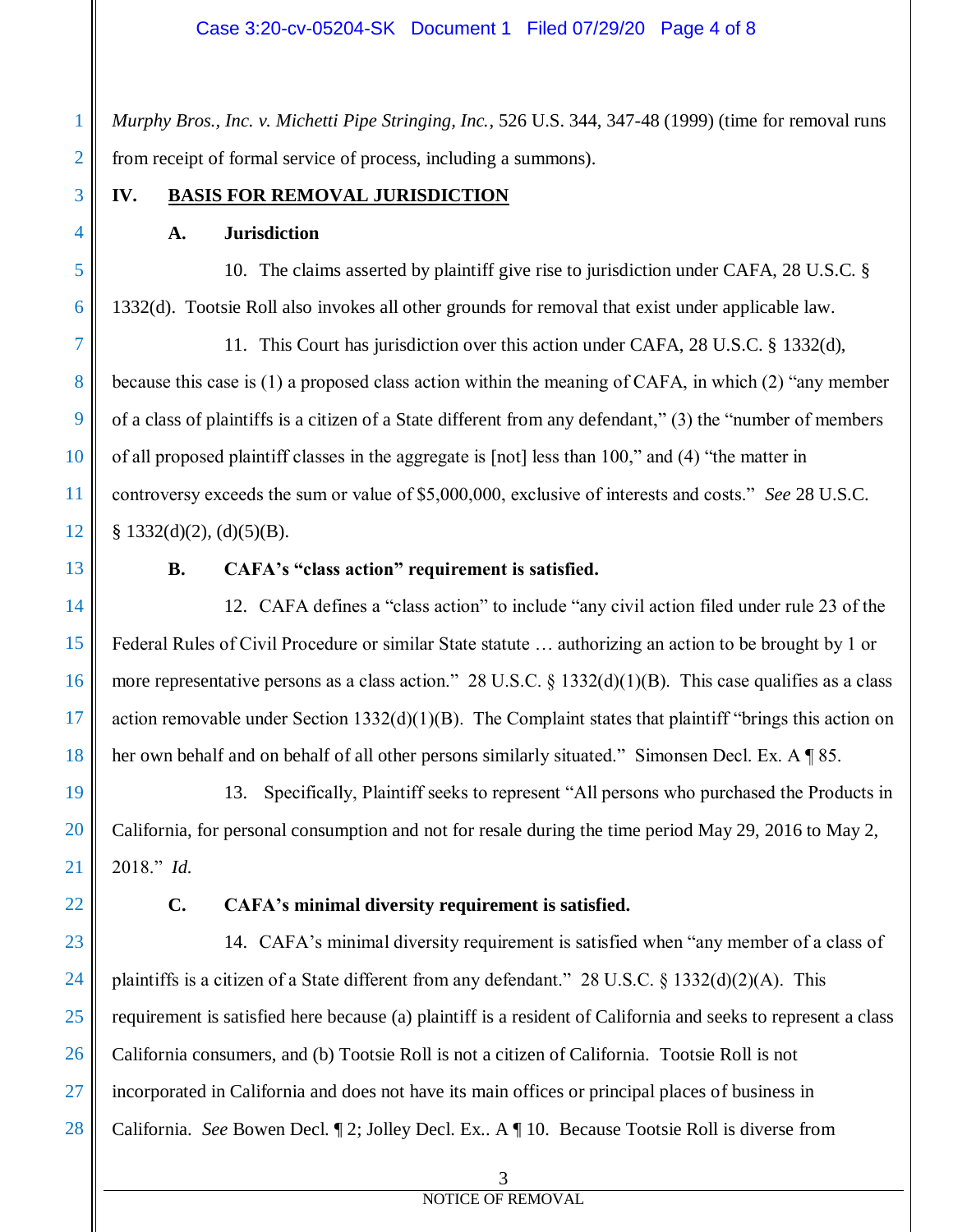*Murphy Bros., Inc. v. Michetti Pipe Stringing, Inc.*, 526 U.S. 344, 347-48 (1999) (time for removal runs from receipt of formal service of process, including a summons).

## IV. BASIS FOR REMOVAL JURISDICTION

### A. Jurisdiction

10. The claims asserted by plaintiff give rise to jurisdiction under CAFA, 28 U.S.C. § 1332(d). Tootsie Roll also invokes all other grounds for removal that exist under applicable law.

11. This Court has jurisdiction over this action under CAFA, 28 U.S.C. § 1332(d), because this case is (1) a proposed class action within the meaning of CAFA, in which (2) "any member of a class of plaintiffs is a citizen of a State different from any defendant," (3) the "number of members of all proposed plaintiff classes in the aggregate is [not] less than 100," and (4) "the matter in controversy exceeds the sum or value of $5,000,000, exclusive of interests and costs." *See* 28 U.S.C. § 1332(d)(2), (d)(5)(B).

### B. CAFA's "class action" requirement is satisfied.

12. CAFA defines a "class action" to include "any civil action filed under rule 23 of the Federal Rules of Civil Procedure or similar State statute … authorizing an action to be brought by 1 or more representative persons as a class action." 28 U.S.C. § 1332(d)(1)(B). This case qualifies as a class action removable under Section 1332(d)(1)(B). The Complaint states that plaintiff "brings this action on her own behalf and on behalf of all other persons similarly situated." Simonsen Decl. Ex. A ¶ 85.

13. Specifically, Plaintiff seeks to represent "All persons who purchased the Products in California, for personal consumption and not for resale during the time period May 29, 2016 to May 2, 2018." *Id.*

### C. CAFA's minimal diversity requirement is satisfied.

14. CAFA's minimal diversity requirement is satisfied when "any member of a class of plaintiffs is a citizen of a State different from any defendant." 28 U.S.C. § 1332(d)(2)(A). This requirement is satisfied here because (a) plaintiff is a resident of California and seeks to represent a class California consumers, and (b) Tootsie Roll is not a citizen of California. Tootsie Roll is not incorporated in California and does not have its main offices or principal places of business in California. *See* Bowen Decl. ¶ 2; Jolley Decl. Ex.. A ¶ 10. Because Tootsie Roll is diverse from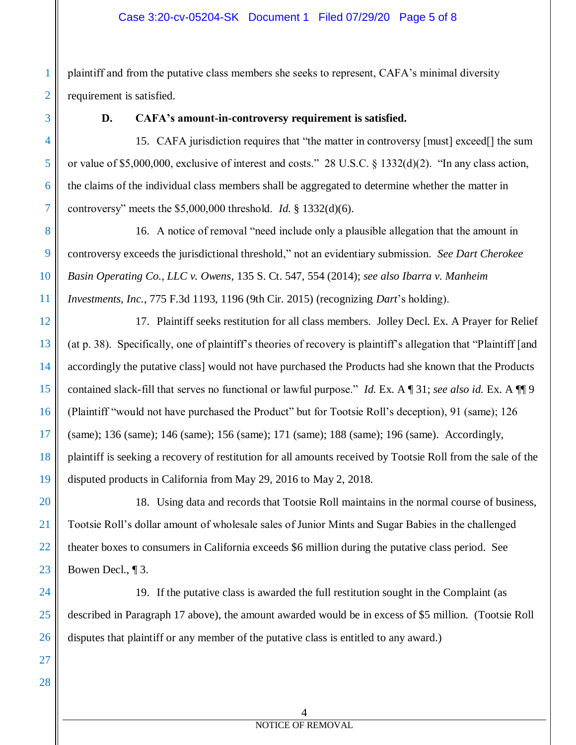plaintiff and from the putative class members she seeks to represent, CAFA's minimal diversity requirement is satisfied.

### D. CAFA's amount-in-controversy requirement is satisfied.

15. CAFA jurisdiction requires that "the matter in controversy [must] exceed[] the sum or value of $5,000,000, exclusive of interest and costs." 28 U.S.C. § 1332(d)(2). "In any class action, the claims of the individual class members shall be aggregated to determine whether the matter in controversy" meets the $5,000,000 threshold. *Id.* § 1332(d)(6).

16. A notice of removal "need include only a plausible allegation that the amount in controversy exceeds the jurisdictional threshold," not an evidentiary submission. *See Dart Cherokee Basin Operating Co., LLC v. Owens*, 135 S. Ct. 547, 554 (2014); *see also Ibarra v. Manheim Investments, Inc.*, 775 F.3d 1193, 1196 (9th Cir. 2015) (recognizing *Dart*'s holding).

17. Plaintiff seeks restitution for all class members. Jolley Decl. Ex. A Prayer for Relief (at p. 38). Specifically, one of plaintiff's theories of recovery is plaintiff's allegation that "Plaintiff [and accordingly the putative class] would not have purchased the Products had she known that the Products contained slack-fill that serves no functional or lawful purpose." *Id.* Ex. A ¶ 31; *see also id.* Ex. A ¶¶ 9 (Plaintiff "would not have purchased the Product" but for Tootsie Roll's deception), 91 (same); 126 (same); 136 (same); 146 (same); 156 (same); 171 (same); 188 (same); 196 (same). Accordingly, plaintiff is seeking a recovery of restitution for all amounts received by Tootsie Roll from the sale of the disputed products in California from May 29, 2016 to May 2, 2018.

18. Using data and records that Tootsie Roll maintains in the normal course of business, Tootsie Roll's dollar amount of wholesale sales of Junior Mints and Sugar Babies in the challenged theater boxes to consumers in California exceeds $6 million during the putative class period. See Bowen Decl., ¶ 3.

19. If the putative class is awarded the full restitution sought in the Complaint (as described in Paragraph 17 above), the amount awarded would be in excess of $5 million. (Tootsie Roll disputes that plaintiff or any member of the putative class is entitled to any award.)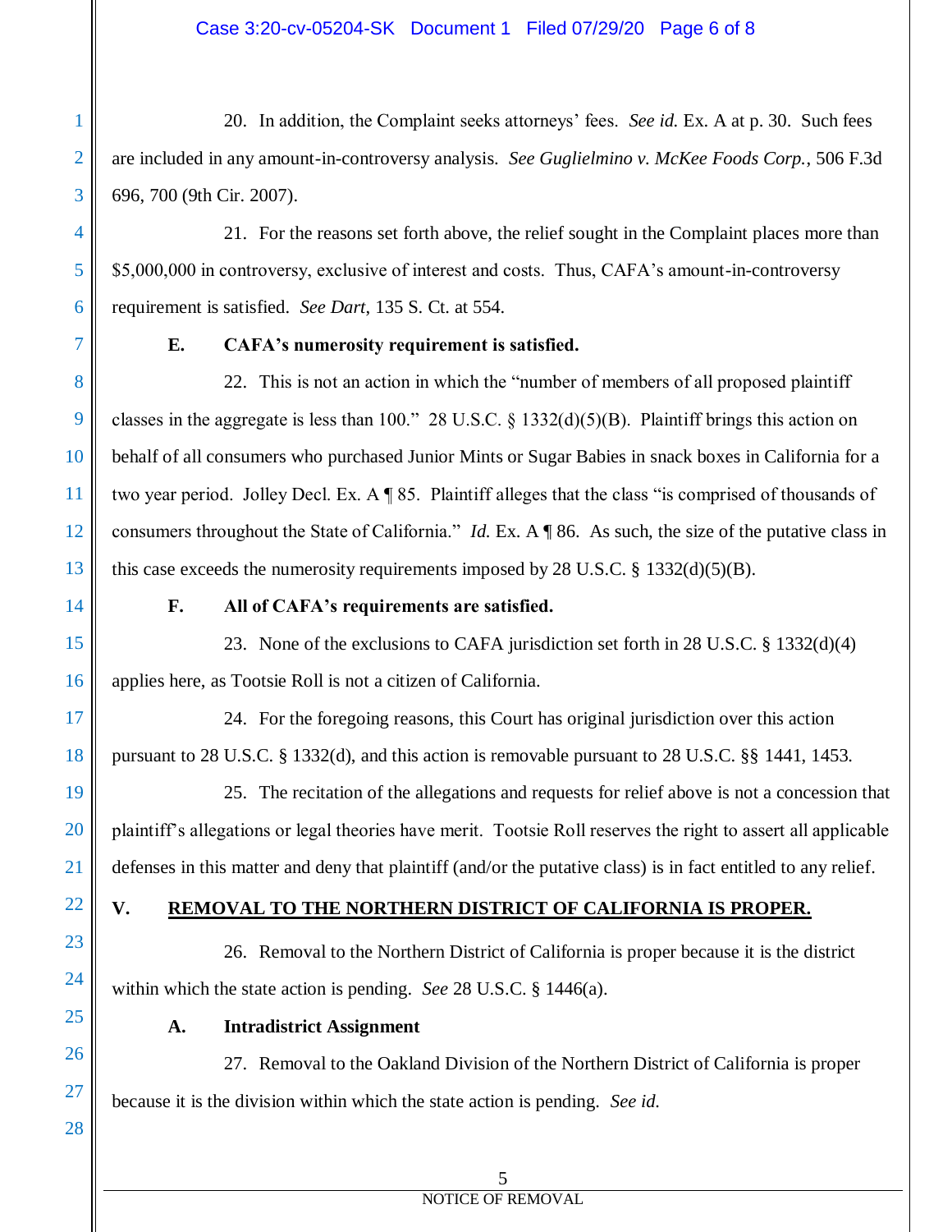20. In addition, the Complaint seeks attorneys' fees. *See id.* Ex. A at p. 30. Such fees are included in any amount-in-controversy analysis. *See Guglielmino v. McKee Foods Corp.*, 506 F.3d 696, 700 (9th Cir. 2007).

21. For the reasons set forth above, the relief sought in the Complaint places more than $5,000,000 in controversy, exclusive of interest and costs. Thus, CAFA's amount-in-controversy requirement is satisfied. *See Dart*, 135 S. Ct. at 554.

**E. CAFA's numerosity requirement is satisfied.**

22. This is not an action in which the "number of members of all proposed plaintiff classes in the aggregate is less than 100." 28 U.S.C. § 1332(d)(5)(B). Plaintiff brings this action on behalf of all consumers who purchased Junior Mints or Sugar Babies in snack boxes in California for a two year period. Jolley Decl. Ex. A ¶ 85. Plaintiff alleges that the class "is comprised of thousands of consumers throughout the State of California." *Id.* Ex. A ¶ 86. As such, the size of the putative class in this case exceeds the numerosity requirements imposed by 28 U.S.C. § 1332(d)(5)(B).

**F. All of CAFA's requirements are satisfied.**

23. None of the exclusions to CAFA jurisdiction set forth in 28 U.S.C. § 1332(d)(4) applies here, as Tootsie Roll is not a citizen of California.

24. For the foregoing reasons, this Court has original jurisdiction over this action pursuant to 28 U.S.C. § 1332(d), and this action is removable pursuant to 28 U.S.C. §§ 1441, 1453.

25. The recitation of the allegations and requests for relief above is not a concession that plaintiff's allegations or legal theories have merit. Tootsie Roll reserves the right to assert all applicable defenses in this matter and deny that plaintiff (and/or the putative class) is in fact entitled to any relief.

## V. REMOVAL TO THE NORTHERN DISTRICT OF CALIFORNIA IS PROPER.

26. Removal to the Northern District of California is proper because it is the district within which the state action is pending. *See* 28 U.S.C. § 1446(a).

**A. Intradistrict Assignment**

27. Removal to the Oakland Division of the Northern District of California is proper because it is the division within which the state action is pending. *See id.*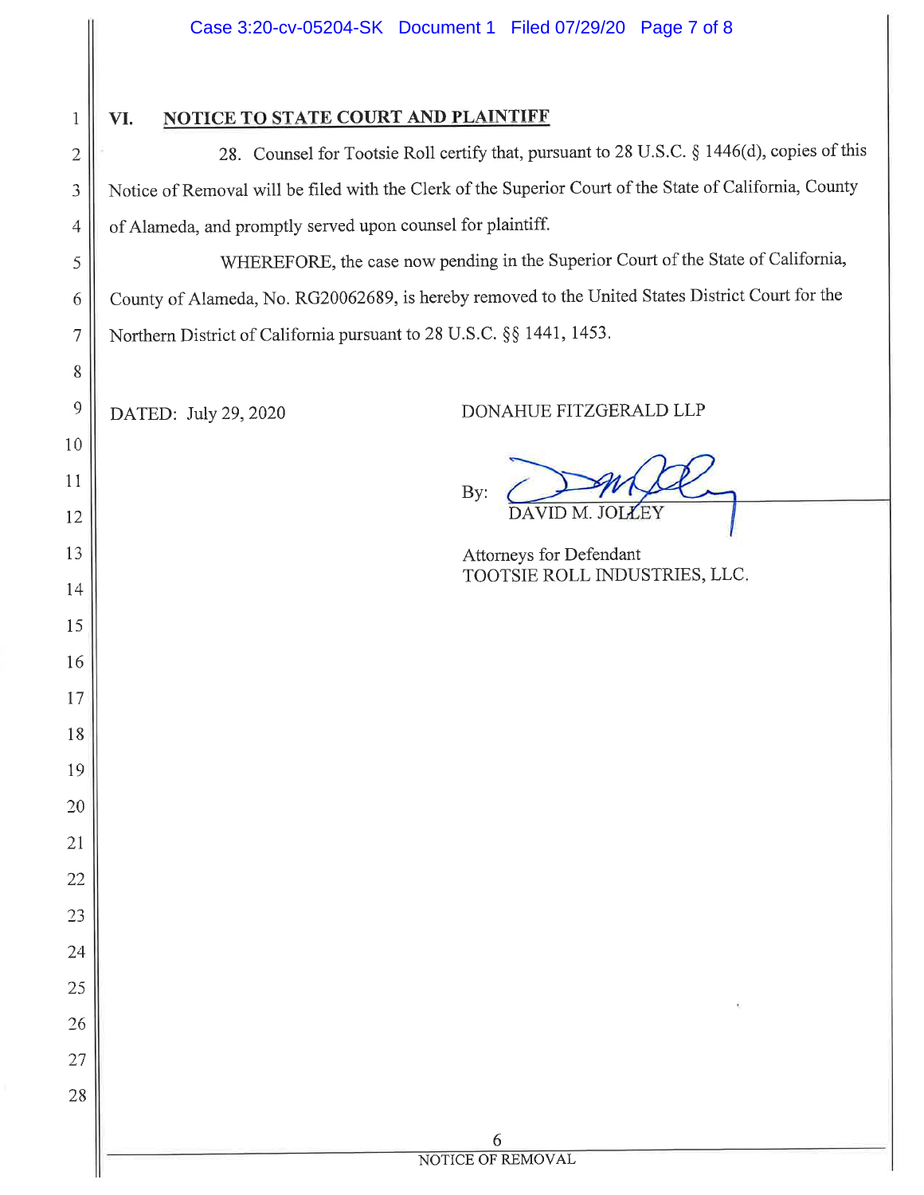## VI. NOTICE TO STATE COURT AND PLAINTIFF

28. Counsel for Tootsie Roll certify that, pursuant to 28 U.S.C. § 1446(d), copies of this Notice of Removal will be filed with the Clerk of the Superior Court of the State of California, County of Alameda, and promptly served upon counsel for plaintiff.

WHEREFORE, the case now pending in the Superior Court of the State of California, County of Alameda, No. RG20062689, is hereby removed to the United States District Court for the Northern District of California pursuant to 28 U.S.C. §§ 1441, 1453.

DATED: July 29, 2020

DONAHUE FITZGERALD LLP

By: DAVID M. JOLLEY

Attorneys for Defendant
TOOTSIE ROLL INDUSTRIES, LLC.

NOTICE OF REMOVAL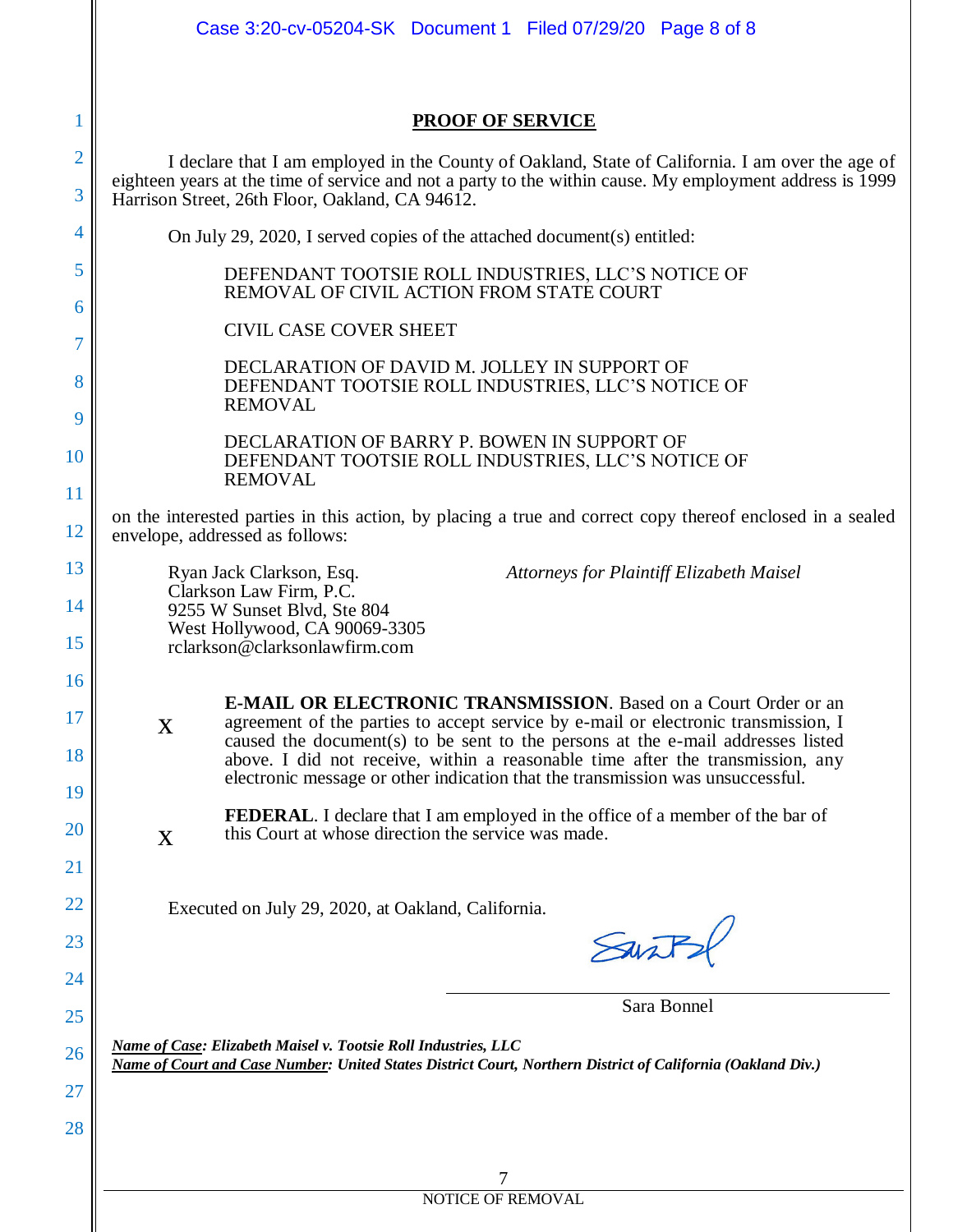## PROOF OF SERVICE

I declare that I am employed in the County of Oakland, State of California. I am over the age of eighteen years at the time of service and not a party to the within cause. My employment address is 1999 Harrison Street, 26th Floor, Oakland, CA 94612.

On July 29, 2020, I served copies of the attached document(s) entitled:

DEFENDANT TOOTSIE ROLL INDUSTRIES, LLC'S NOTICE OF REMOVAL OF CIVIL ACTION FROM STATE COURT

CIVIL CASE COVER SHEET

DECLARATION OF DAVID M. JOLLEY IN SUPPORT OF DEFENDANT TOOTSIE ROLL INDUSTRIES, LLC'S NOTICE OF REMOVAL

DECLARATION OF BARRY P. BOWEN IN SUPPORT OF DEFENDANT TOOTSIE ROLL INDUSTRIES, LLC'S NOTICE OF REMOVAL

on the interested parties in this action, by placing a true and correct copy thereof enclosed in a sealed envelope, addressed as follows:

Ryan Jack Clarkson, Esq.
Clarkson Law Firm, P.C.
9255 W Sunset Blvd, Ste 804
West Hollywood, CA 90069-3305
rclarkson@clarksonlawfirm.com

*Attorneys for Plaintiff Elizabeth Maisel*

X **E-MAIL OR ELECTRONIC TRANSMISSION**. Based on a Court Order or an agreement of the parties to accept service by e-mail or electronic transmission, I caused the document(s) to be sent to the persons at the e-mail addresses listed above. I did not receive, within a reasonable time after the transmission, any electronic message or other indication that the transmission was unsuccessful.

X **FEDERAL**. I declare that I am employed in the office of a member of the bar of this Court at whose direction the service was made.

Executed on July 29, 2020, at Oakland, California.

Sara Bonnel

***Name of Case**: Elizabeth Maisel v. Tootsie Roll Industries, LLC*
***Name of Court and Case Number**: United States District Court, Northern District of California (Oakland Div.)*